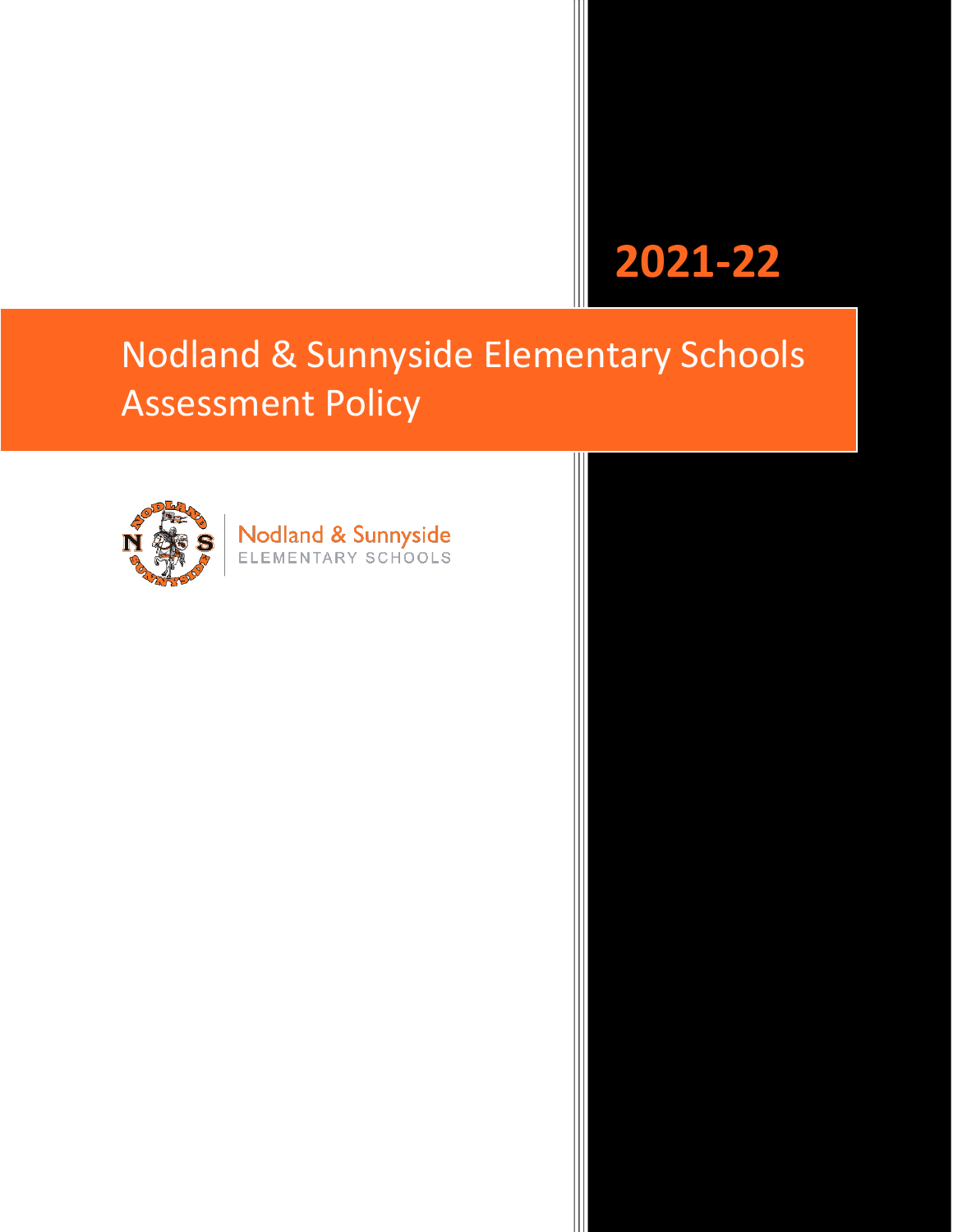2021-22

# Nodland & Sunnyside Elementary Schools Assessment Policy

Nodland & Sunnyside
ELEMENTARY SCHOOLS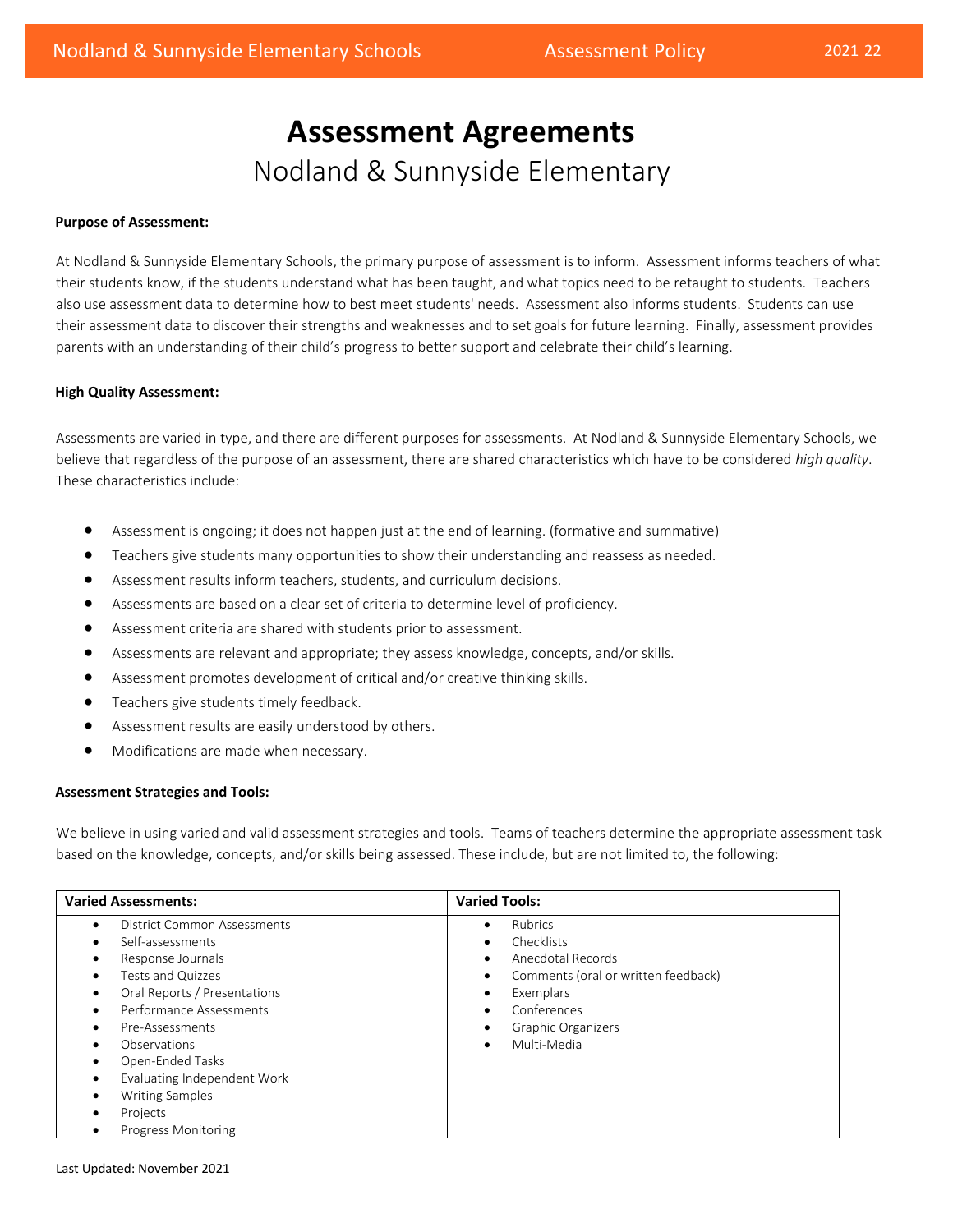# Assessment Agreements

## Nodland & Sunnyside Elementary

**Purpose of Assessment:**

At Nodland & Sunnyside Elementary Schools, the primary purpose of assessment is to inform. Assessment informs teachers of what their students know, if the students understand what has been taught, and what topics need to be retaught to students. Teachers also use assessment data to determine how to best meet students' needs. Assessment also informs students. Students can use their assessment data to discover their strengths and weaknesses and to set goals for future learning. Finally, assessment provides parents with an understanding of their child's progress to better support and celebrate their child's learning.

**High Quality Assessment:**

Assessments are varied in type, and there are different purposes for assessments. At Nodland & Sunnyside Elementary Schools, we believe that regardless of the purpose of an assessment, there are shared characteristics which have to be considered *high quality*. These characteristics include:

- Assessment is ongoing; it does not happen just at the end of learning. (formative and summative)
- Teachers give students many opportunities to show their understanding and reassess as needed.
- Assessment results inform teachers, students, and curriculum decisions.
- Assessments are based on a clear set of criteria to determine level of proficiency.
- Assessment criteria are shared with students prior to assessment.
- Assessments are relevant and appropriate; they assess knowledge, concepts, and/or skills.
- Assessment promotes development of critical and/or creative thinking skills.
- Teachers give students timely feedback.
- Assessment results are easily understood by others.
- Modifications are made when necessary.

**Assessment Strategies and Tools:**

We believe in using varied and valid assessment strategies and tools. Teams of teachers determine the appropriate assessment task based on the knowledge, concepts, and/or skills being assessed. These include, but are not limited to, the following:

| Varied Assessments: | Varied Tools: |
|---|---|
| • District Common Assessments<br>• Self-assessments<br>• Response Journals<br>• Tests and Quizzes<br>• Oral Reports / Presentations<br>• Performance Assessments<br>• Pre-Assessments<br>• Observations<br>• Open-Ended Tasks<br>• Evaluating Independent Work<br>• Writing Samples<br>• Projects<br>• Progress Monitoring | • Rubrics<br>• Checklists<br>• Anecdotal Records<br>• Comments (oral or written feedback)<br>• Exemplars<br>• Conferences<br>• Graphic Organizers<br>• Multi-Media |

Last Updated: November 2021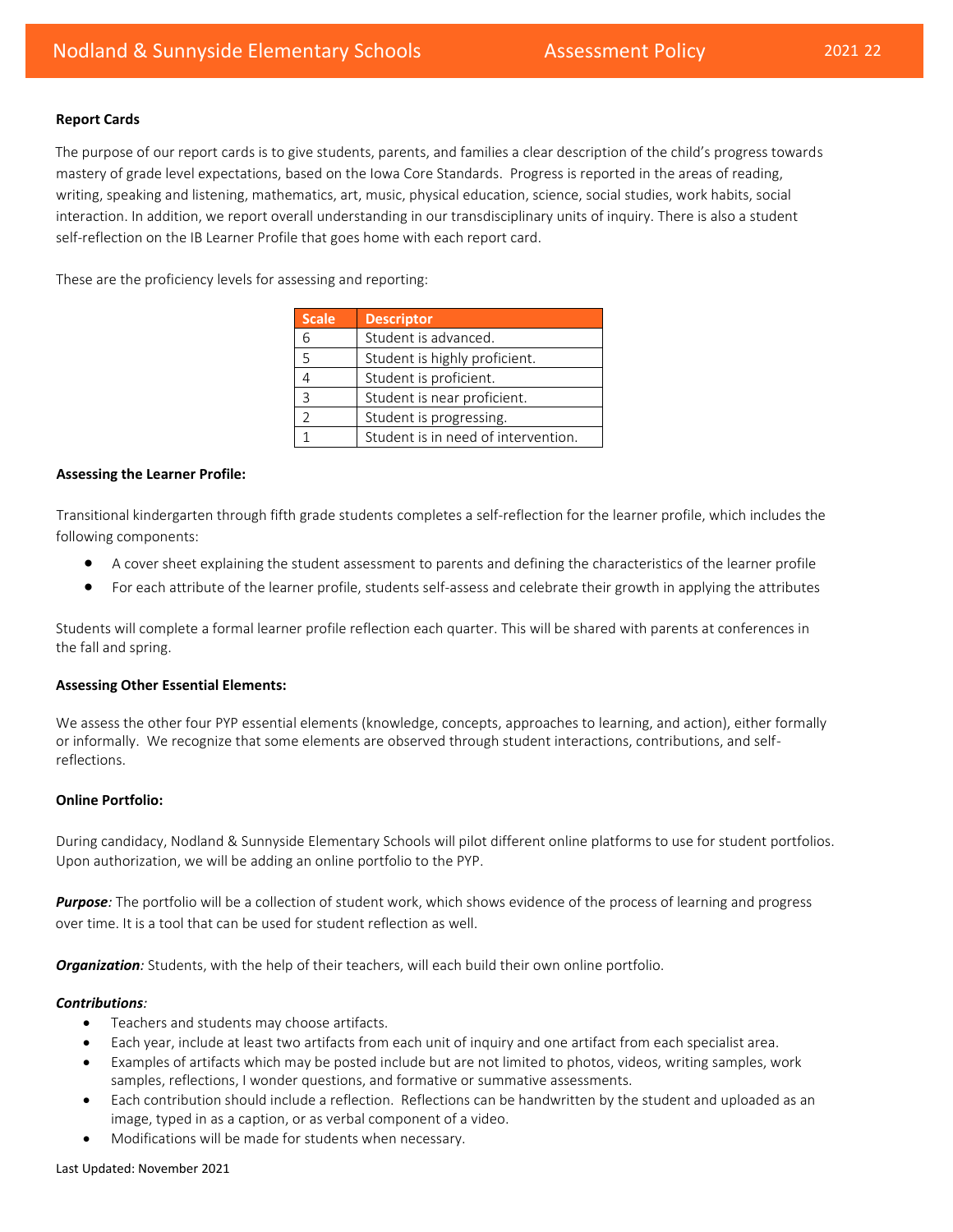**Report Cards**

The purpose of our report cards is to give students, parents, and families a clear description of the child's progress towards mastery of grade level expectations, based on the Iowa Core Standards. Progress is reported in the areas of reading, writing, speaking and listening, mathematics, art, music, physical education, science, social studies, work habits, social interaction. In addition, we report overall understanding in our transdisciplinary units of inquiry. There is also a student self-reflection on the IB Learner Profile that goes home with each report card.

These are the proficiency levels for assessing and reporting:

| Scale | Descriptor |
|---|---|
| 6 | Student is advanced. |
| 5 | Student is highly proficient. |
| 4 | Student is proficient. |
| 3 | Student is near proficient. |
| 2 | Student is progressing. |
| 1 | Student is in need of intervention. |

**Assessing the Learner Profile:**

Transitional kindergarten through fifth grade students completes a self-reflection for the learner profile, which includes the following components:

- A cover sheet explaining the student assessment to parents and defining the characteristics of the learner profile
- For each attribute of the learner profile, students self-assess and celebrate their growth in applying the attributes

Students will complete a formal learner profile reflection each quarter. This will be shared with parents at conferences in the fall and spring.

**Assessing Other Essential Elements:**

We assess the other four PYP essential elements (knowledge, concepts, approaches to learning, and action), either formally or informally. We recognize that some elements are observed through student interactions, contributions, and self-reflections.

**Online Portfolio:**

During candidacy, Nodland & Sunnyside Elementary Schools will pilot different online platforms to use for student portfolios. Upon authorization, we will be adding an online portfolio to the PYP.

***Purpose:*** The portfolio will be a collection of student work, which shows evidence of the process of learning and progress over time. It is a tool that can be used for student reflection as well.

***Organization:*** Students, with the help of their teachers, will each build their own online portfolio.

***Contributions:***

- Teachers and students may choose artifacts.
- Each year, include at least two artifacts from each unit of inquiry and one artifact from each specialist area.
- Examples of artifacts which may be posted include but are not limited to photos, videos, writing samples, work samples, reflections, I wonder questions, and formative or summative assessments.
- Each contribution should include a reflection. Reflections can be handwritten by the student and uploaded as an image, typed in as a caption, or as verbal component of a video.
- Modifications will be made for students when necessary.

Last Updated: November 2021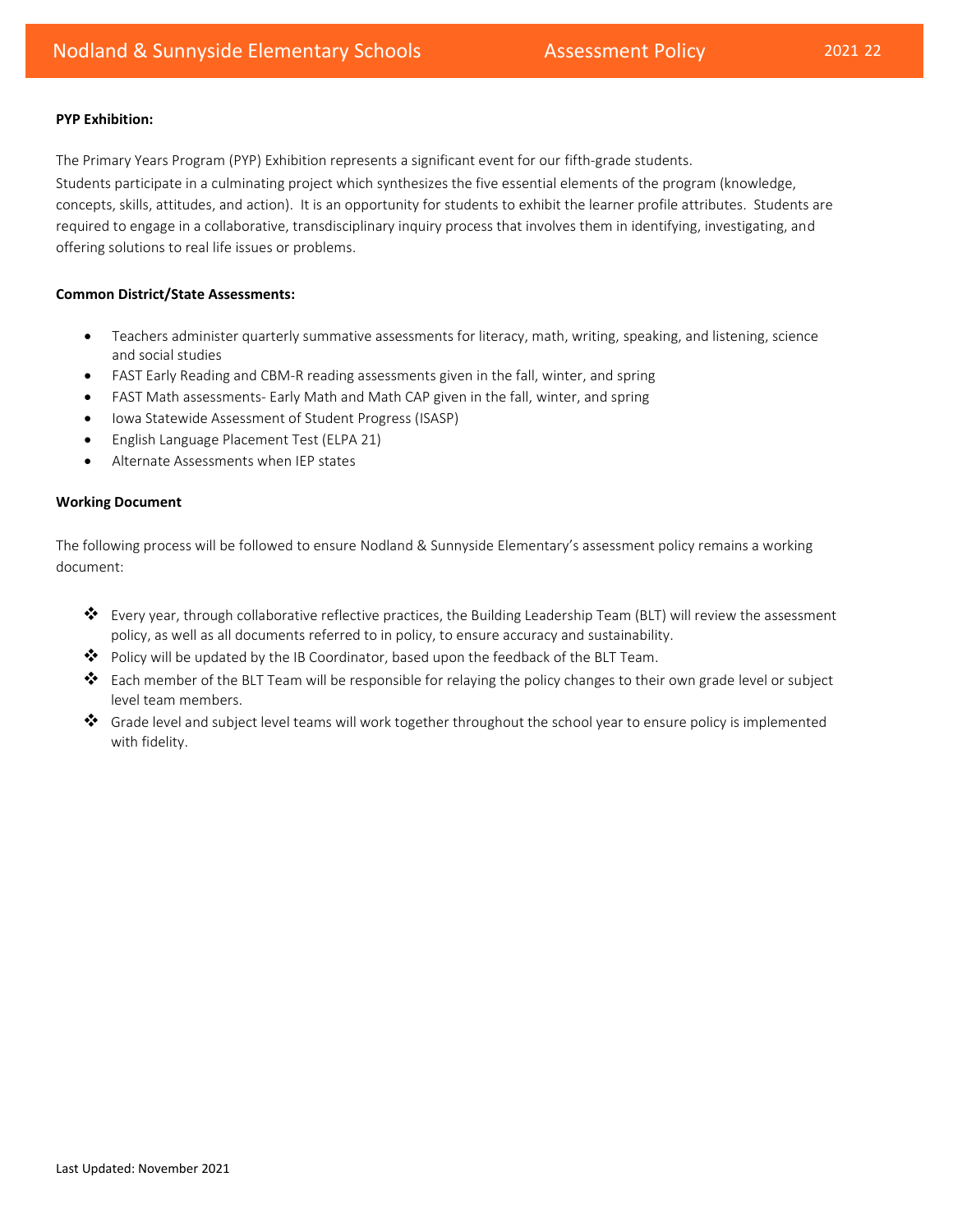**PYP Exhibition:**

The Primary Years Program (PYP) Exhibition represents a significant event for our fifth-grade students. Students participate in a culminating project which synthesizes the five essential elements of the program (knowledge, concepts, skills, attitudes, and action). It is an opportunity for students to exhibit the learner profile attributes. Students are required to engage in a collaborative, transdisciplinary inquiry process that involves them in identifying, investigating, and offering solutions to real life issues or problems.

**Common District/State Assessments:**

- Teachers administer quarterly summative assessments for literacy, math, writing, speaking, and listening, science and social studies
- FAST Early Reading and CBM-R reading assessments given in the fall, winter, and spring
- FAST Math assessments- Early Math and Math CAP given in the fall, winter, and spring
- Iowa Statewide Assessment of Student Progress (ISASP)
- English Language Placement Test (ELPA 21)
- Alternate Assessments when IEP states

**Working Document**

The following process will be followed to ensure Nodland & Sunnyside Elementary's assessment policy remains a working document:

- Every year, through collaborative reflective practices, the Building Leadership Team (BLT) will review the assessment policy, as well as all documents referred to in policy, to ensure accuracy and sustainability.
- Policy will be updated by the IB Coordinator, based upon the feedback of the BLT Team.
- Each member of the BLT Team will be responsible for relaying the policy changes to their own grade level or subject level team members.
- Grade level and subject level teams will work together throughout the school year to ensure policy is implemented with fidelity.

Last Updated: November 2021